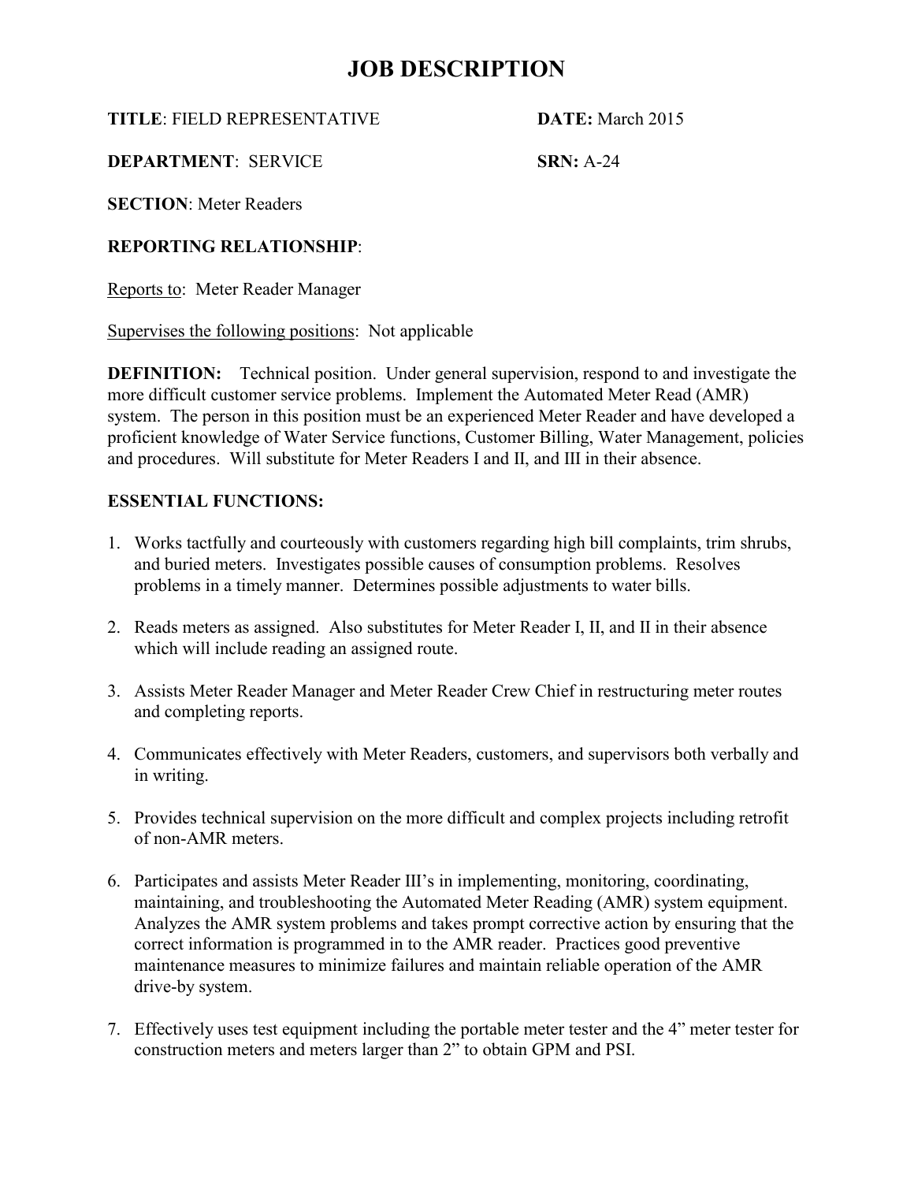# JOB DESCRIPTION

**TITLE**: FIELD REPRESENTATIVE **DATE:** March 2015

**DEPARTMENT**: SERVICE **SRN:** A-24

**SECTION**: Meter Readers

**REPORTING RELATIONSHIP**:

Reports to: Meter Reader Manager

Supervises the following positions: Not applicable

**DEFINITION:** Technical position. Under general supervision, respond to and investigate the more difficult customer service problems. Implement the Automated Meter Read (AMR) system. The person in this position must be an experienced Meter Reader and have developed a proficient knowledge of Water Service functions, Customer Billing, Water Management, policies and procedures. Will substitute for Meter Readers I and II, and III in their absence.

**ESSENTIAL FUNCTIONS:**

1. Works tactfully and courteously with customers regarding high bill complaints, trim shrubs, and buried meters. Investigates possible causes of consumption problems. Resolves problems in a timely manner. Determines possible adjustments to water bills.

2. Reads meters as assigned. Also substitutes for Meter Reader I, II, and II in their absence which will include reading an assigned route.

3. Assists Meter Reader Manager and Meter Reader Crew Chief in restructuring meter routes and completing reports.

4. Communicates effectively with Meter Readers, customers, and supervisors both verbally and in writing.

5. Provides technical supervision on the more difficult and complex projects including retrofit of non-AMR meters.

6. Participates and assists Meter Reader III's in implementing, monitoring, coordinating, maintaining, and troubleshooting the Automated Meter Reading (AMR) system equipment. Analyzes the AMR system problems and takes prompt corrective action by ensuring that the correct information is programmed in to the AMR reader. Practices good preventive maintenance measures to minimize failures and maintain reliable operation of the AMR drive-by system.

7. Effectively uses test equipment including the portable meter tester and the 4" meter tester for construction meters and meters larger than 2" to obtain GPM and PSI.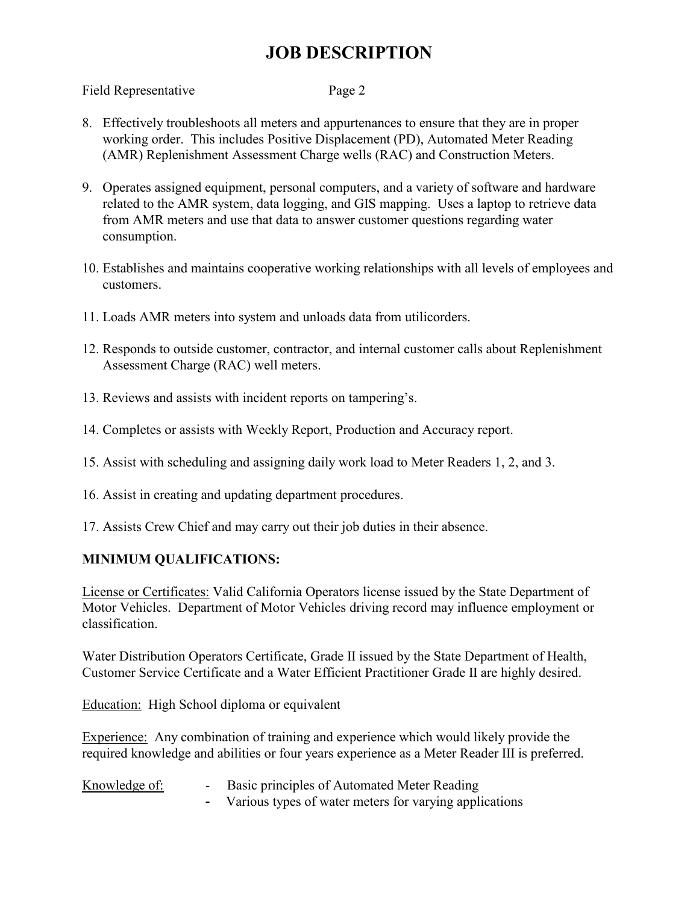# JOB DESCRIPTION

Field Representative Page 2

8. Effectively troubleshoots all meters and appurtenances to ensure that they are in proper working order. This includes Positive Displacement (PD), Automated Meter Reading (AMR) Replenishment Assessment Charge wells (RAC) and Construction Meters.

9. Operates assigned equipment, personal computers, and a variety of software and hardware related to the AMR system, data logging, and GIS mapping. Uses a laptop to retrieve data from AMR meters and use that data to answer customer questions regarding water consumption.

10. Establishes and maintains cooperative working relationships with all levels of employees and customers.

11. Loads AMR meters into system and unloads data from utilicorders.

12. Responds to outside customer, contractor, and internal customer calls about Replenishment Assessment Charge (RAC) well meters.

13. Reviews and assists with incident reports on tampering's.

14. Completes or assists with Weekly Report, Production and Accuracy report.

15. Assist with scheduling and assigning daily work load to Meter Readers 1, 2, and 3.

16. Assist in creating and updating department procedures.

17. Assists Crew Chief and may carry out their job duties in their absence.

## MINIMUM QUALIFICATIONS:

License or Certificates: Valid California Operators license issued by the State Department of Motor Vehicles. Department of Motor Vehicles driving record may influence employment or classification.

Water Distribution Operators Certificate, Grade II issued by the State Department of Health, Customer Service Certificate and a Water Efficient Practitioner Grade II are highly desired.

Education: High School diploma or equivalent

Experience: Any combination of training and experience which would likely provide the required knowledge and abilities or four years experience as a Meter Reader III is preferred.

Knowledge of:

- Basic principles of Automated Meter Reading
- Various types of water meters for varying applications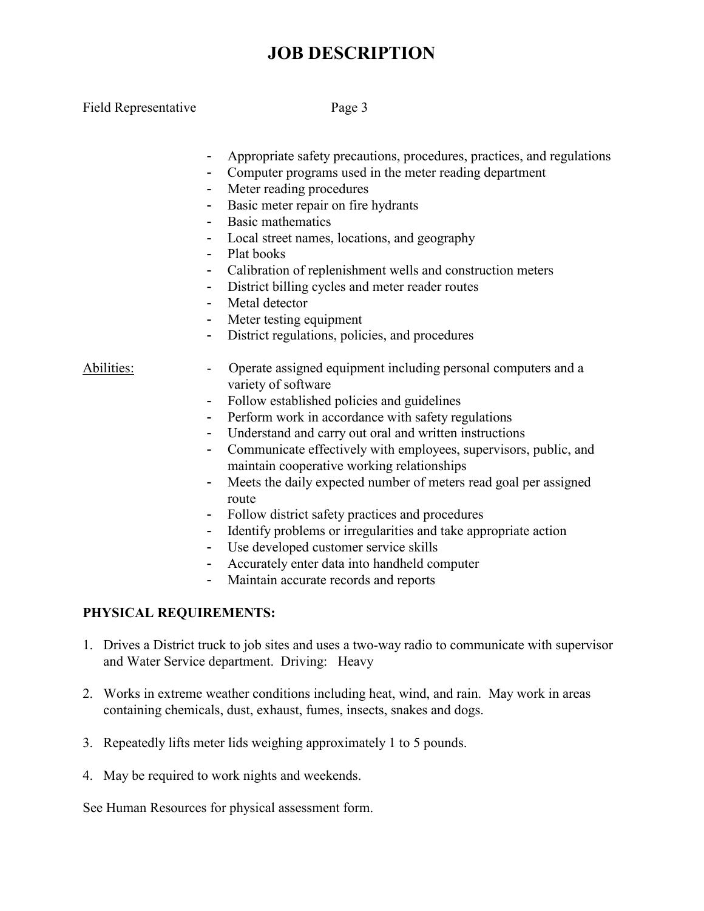# JOB DESCRIPTION

Field Representative

- Appropriate safety precautions, procedures, practices, and regulations
- Computer programs used in the meter reading department
- Meter reading procedures
- Basic meter repair on fire hydrants
- Basic mathematics
- Local street names, locations, and geography
- Plat books
- Calibration of replenishment wells and construction meters
- District billing cycles and meter reader routes
- Metal detector
- Meter testing equipment
- District regulations, policies, and procedures

<u>Abilities:</u>

- Operate assigned equipment including personal computers and a variety of software
- Follow established policies and guidelines
- Perform work in accordance with safety regulations
- Understand and carry out oral and written instructions
- Communicate effectively with employees, supervisors, public, and maintain cooperative working relationships
- Meets the daily expected number of meters read goal per assigned route
- Follow district safety practices and procedures
- Identify problems or irregularities and take appropriate action
- Use developed customer service skills
- Accurately enter data into handheld computer
- Maintain accurate records and reports

**PHYSICAL REQUIREMENTS:**

1. Drives a District truck to job sites and uses a two-way radio to communicate with supervisor and Water Service department. Driving: Heavy
2. Works in extreme weather conditions including heat, wind, and rain. May work in areas containing chemicals, dust, exhaust, fumes, insects, snakes and dogs.
3. Repeatedly lifts meter lids weighing approximately 1 to 5 pounds.
4. May be required to work nights and weekends.

See Human Resources for physical assessment form.